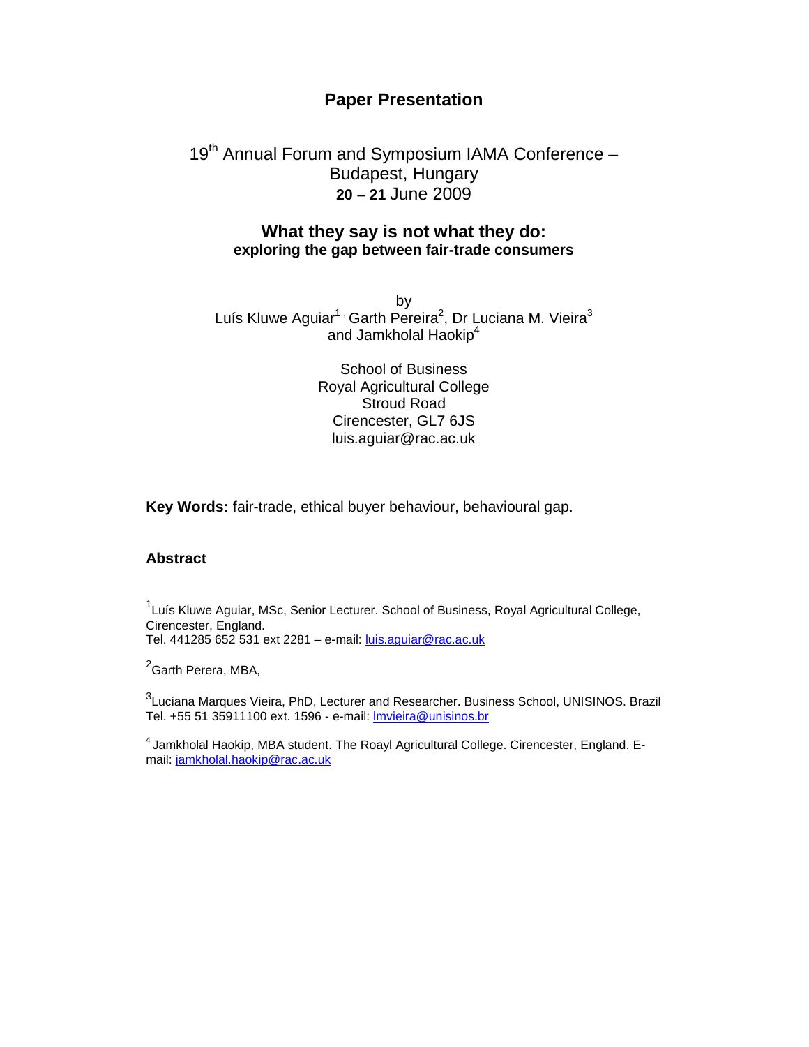## Paper Presentation

19th Annual Forum and Symposium IAMA Conference – Budapest, Hungary
**20 – 21** June 2009

# What they say is not what they do:
### exploring the gap between fair-trade consumers

by
Luís Kluwe Aguiar[1], Garth Pereira[2], Dr Luciana M. Vieira[3] and Jamkholal Haokip[4]

School of Business
Royal Agricultural College
Stroud Road
Cirencester, GL7 6JS
luis.aguiar@rac.ac.uk

**Key Words:** fair-trade, ethical buyer behaviour, behavioural gap.

**Abstract**

[1]Luís Kluwe Aguiar, MSc, Senior Lecturer. School of Business, Royal Agricultural College, Cirencester, England.
Tel. 441285 652 531 ext 2281 – e-mail: luis.aguiar@rac.ac.uk

[2]Garth Perera, MBA,

[3]Luciana Marques Vieira, PhD, Lecturer and Researcher. Business School, UNISINOS. Brazil
Tel. +55 51 35911100 ext. 1596 - e-mail: lmvieira@unisinos.br

[4] Jamkholal Haokip, MBA student. The Roayl Agricultural College. Cirencester, England. E-mail: jamkholal.haokip@rac.ac.uk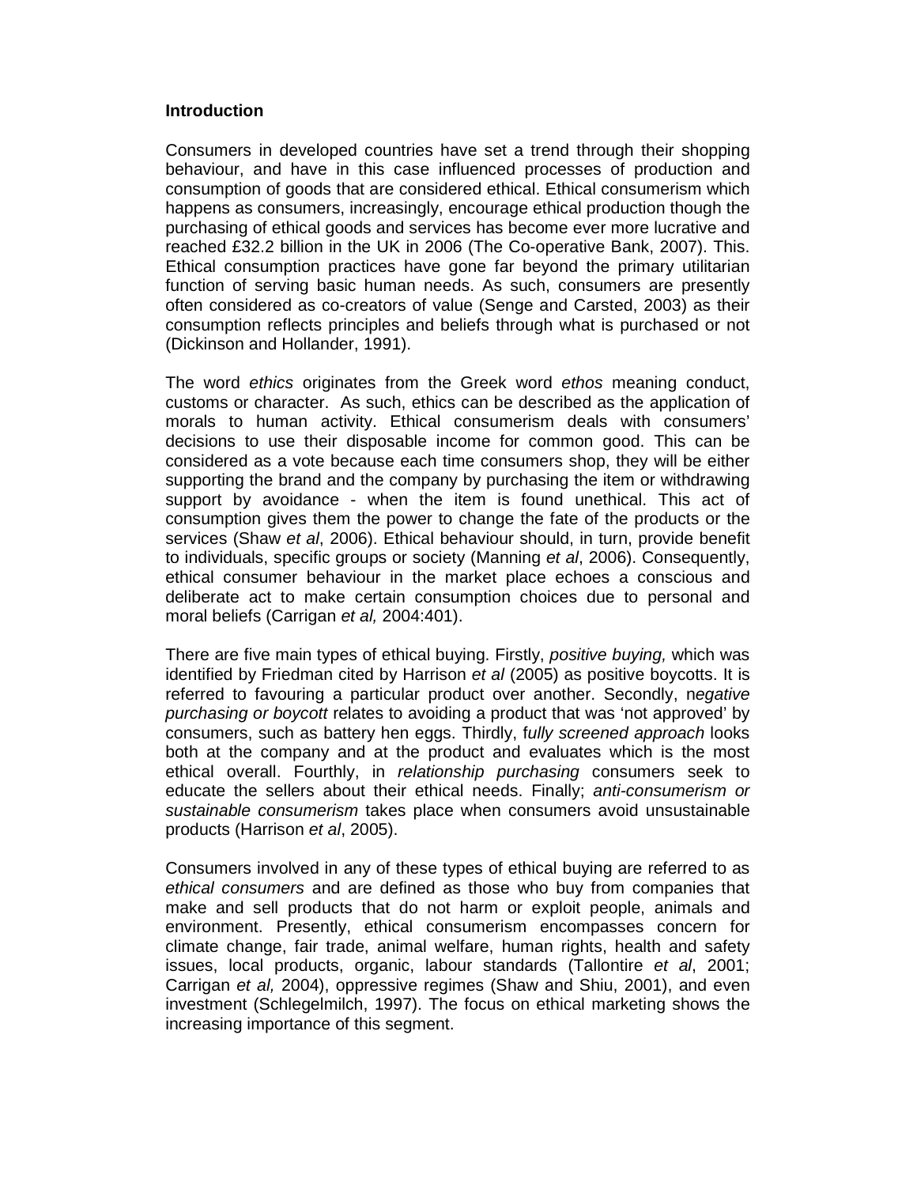**Introduction**

Consumers in developed countries have set a trend through their shopping behaviour, and have in this case influenced processes of production and consumption of goods that are considered ethical. Ethical consumerism which happens as consumers, increasingly, encourage ethical production though the purchasing of ethical goods and services has become ever more lucrative and reached £32.2 billion in the UK in 2006 (The Co-operative Bank, 2007). This. Ethical consumption practices have gone far beyond the primary utilitarian function of serving basic human needs. As such, consumers are presently often considered as co-creators of value (Senge and Carsted, 2003) as their consumption reflects principles and beliefs through what is purchased or not (Dickinson and Hollander, 1991).

The word *ethics* originates from the Greek word *ethos* meaning conduct, customs or character. As such, ethics can be described as the application of morals to human activity. Ethical consumerism deals with consumers' decisions to use their disposable income for common good. This can be considered as a vote because each time consumers shop, they will be either supporting the brand and the company by purchasing the item or withdrawing support by avoidance - when the item is found unethical. This act of consumption gives them the power to change the fate of the products or the services (Shaw *et al*, 2006). Ethical behaviour should, in turn, provide benefit to individuals, specific groups or society (Manning *et al*, 2006). Consequently, ethical consumer behaviour in the market place echoes a conscious and deliberate act to make certain consumption choices due to personal and moral beliefs (Carrigan *et al,* 2004:401).

There are five main types of ethical buying. Firstly, *positive buying,* which was identified by Friedman cited by Harrison *et al* (2005) as positive boycotts. It is referred to favouring a particular product over another. Secondly, n*egative purchasing or boycott* relates to avoiding a product that was 'not approved' by consumers, such as battery hen eggs. Thirdly, f*ully screened approach* looks both at the company and at the product and evaluates which is the most ethical overall. Fourthly, in *relationship purchasing* consumers seek to educate the sellers about their ethical needs. Finally; *anti-consumerism or sustainable consumerism* takes place when consumers avoid unsustainable products (Harrison *et al*, 2005).

Consumers involved in any of these types of ethical buying are referred to as *ethical consumers* and are defined as those who buy from companies that make and sell products that do not harm or exploit people, animals and environment. Presently, ethical consumerism encompasses concern for climate change, fair trade, animal welfare, human rights, health and safety issues, local products, organic, labour standards (Tallontire *et al*, 2001; Carrigan *et al,* 2004), oppressive regimes (Shaw and Shiu, 2001), and even investment (Schlegelmilch, 1997). The focus on ethical marketing shows the increasing importance of this segment.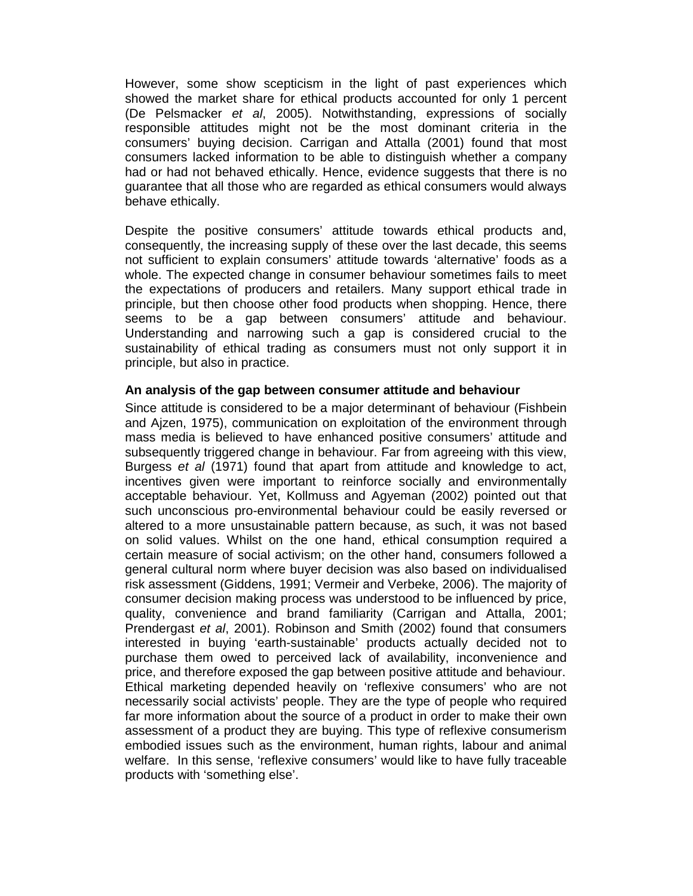However, some show scepticism in the light of past experiences which showed the market share for ethical products accounted for only 1 percent (De Pelsmacker *et al*, 2005). Notwithstanding, expressions of socially responsible attitudes might not be the most dominant criteria in the consumers' buying decision. Carrigan and Attalla (2001) found that most consumers lacked information to be able to distinguish whether a company had or had not behaved ethically. Hence, evidence suggests that there is no guarantee that all those who are regarded as ethical consumers would always behave ethically.

Despite the positive consumers' attitude towards ethical products and, consequently, the increasing supply of these over the last decade, this seems not sufficient to explain consumers' attitude towards 'alternative' foods as a whole. The expected change in consumer behaviour sometimes fails to meet the expectations of producers and retailers. Many support ethical trade in principle, but then choose other food products when shopping. Hence, there seems to be a gap between consumers' attitude and behaviour. Understanding and narrowing such a gap is considered crucial to the sustainability of ethical trading as consumers must not only support it in principle, but also in practice.

**An analysis of the gap between consumer attitude and behaviour**

Since attitude is considered to be a major determinant of behaviour (Fishbein and Ajzen, 1975), communication on exploitation of the environment through mass media is believed to have enhanced positive consumers' attitude and subsequently triggered change in behaviour. Far from agreeing with this view, Burgess *et al* (1971) found that apart from attitude and knowledge to act, incentives given were important to reinforce socially and environmentally acceptable behaviour. Yet, Kollmuss and Agyeman (2002) pointed out that such unconscious pro-environmental behaviour could be easily reversed or altered to a more unsustainable pattern because, as such, it was not based on solid values. Whilst on the one hand, ethical consumption required a certain measure of social activism; on the other hand, consumers followed a general cultural norm where buyer decision was also based on individualised risk assessment (Giddens, 1991; Vermeir and Verbeke, 2006). The majority of consumer decision making process was understood to be influenced by price, quality, convenience and brand familiarity (Carrigan and Attalla, 2001; Prendergast *et al*, 2001). Robinson and Smith (2002) found that consumers interested in buying 'earth-sustainable' products actually decided not to purchase them owed to perceived lack of availability, inconvenience and price, and therefore exposed the gap between positive attitude and behaviour. Ethical marketing depended heavily on 'reflexive consumers' who are not necessarily social activists' people. They are the type of people who required far more information about the source of a product in order to make their own assessment of a product they are buying. This type of reflexive consumerism embodied issues such as the environment, human rights, labour and animal welfare. In this sense, 'reflexive consumers' would like to have fully traceable products with 'something else'.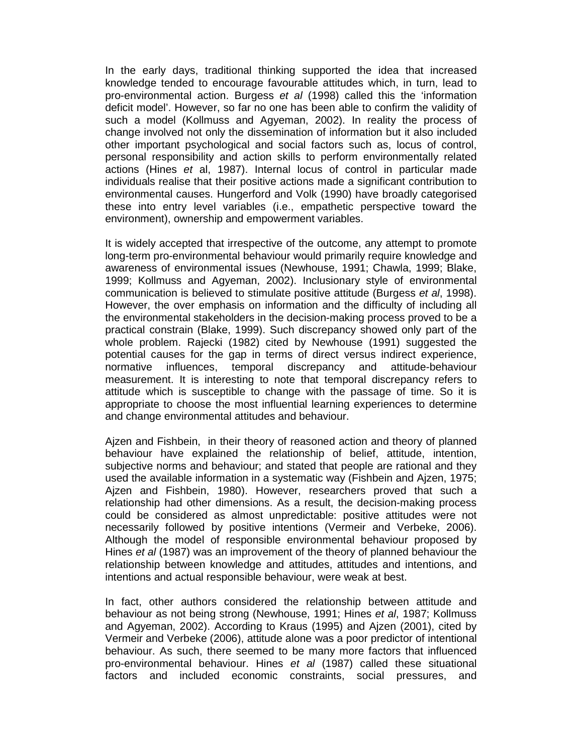In the early days, traditional thinking supported the idea that increased knowledge tended to encourage favourable attitudes which, in turn, lead to pro-environmental action. Burgess *et al* (1998) called this the 'information deficit model'. However, so far no one has been able to confirm the validity of such a model (Kollmuss and Agyeman, 2002). In reality the process of change involved not only the dissemination of information but it also included other important psychological and social factors such as, locus of control, personal responsibility and action skills to perform environmentally related actions (Hines *et* al, 1987). Internal locus of control in particular made individuals realise that their positive actions made a significant contribution to environmental causes. Hungerford and Volk (1990) have broadly categorised these into entry level variables (i.e., empathetic perspective toward the environment), ownership and empowerment variables.

It is widely accepted that irrespective of the outcome, any attempt to promote long-term pro-environmental behaviour would primarily require knowledge and awareness of environmental issues (Newhouse, 1991; Chawla, 1999; Blake, 1999; Kollmuss and Agyeman, 2002). Inclusionary style of environmental communication is believed to stimulate positive attitude (Burgess *et al*, 1998). However, the over emphasis on information and the difficulty of including all the environmental stakeholders in the decision-making process proved to be a practical constrain (Blake, 1999). Such discrepancy showed only part of the whole problem. Rajecki (1982) cited by Newhouse (1991) suggested the potential causes for the gap in terms of direct versus indirect experience, normative influences, temporal discrepancy and attitude-behaviour measurement. It is interesting to note that temporal discrepancy refers to attitude which is susceptible to change with the passage of time. So it is appropriate to choose the most influential learning experiences to determine and change environmental attitudes and behaviour.

Ajzen and Fishbein, in their theory of reasoned action and theory of planned behaviour have explained the relationship of belief, attitude, intention, subjective norms and behaviour; and stated that people are rational and they used the available information in a systematic way (Fishbein and Ajzen, 1975; Ajzen and Fishbein, 1980). However, researchers proved that such a relationship had other dimensions. As a result, the decision-making process could be considered as almost unpredictable: positive attitudes were not necessarily followed by positive intentions (Vermeir and Verbeke, 2006). Although the model of responsible environmental behaviour proposed by Hines *et al* (1987) was an improvement of the theory of planned behaviour the relationship between knowledge and attitudes, attitudes and intentions, and intentions and actual responsible behaviour, were weak at best.

In fact, other authors considered the relationship between attitude and behaviour as not being strong (Newhouse, 1991; Hines *et al*, 1987; Kollmuss and Agyeman, 2002). According to Kraus (1995) and Ajzen (2001), cited by Vermeir and Verbeke (2006), attitude alone was a poor predictor of intentional behaviour. As such, there seemed to be many more factors that influenced pro-environmental behaviour. Hines *et al* (1987) called these situational factors and included economic constraints, social pressures, and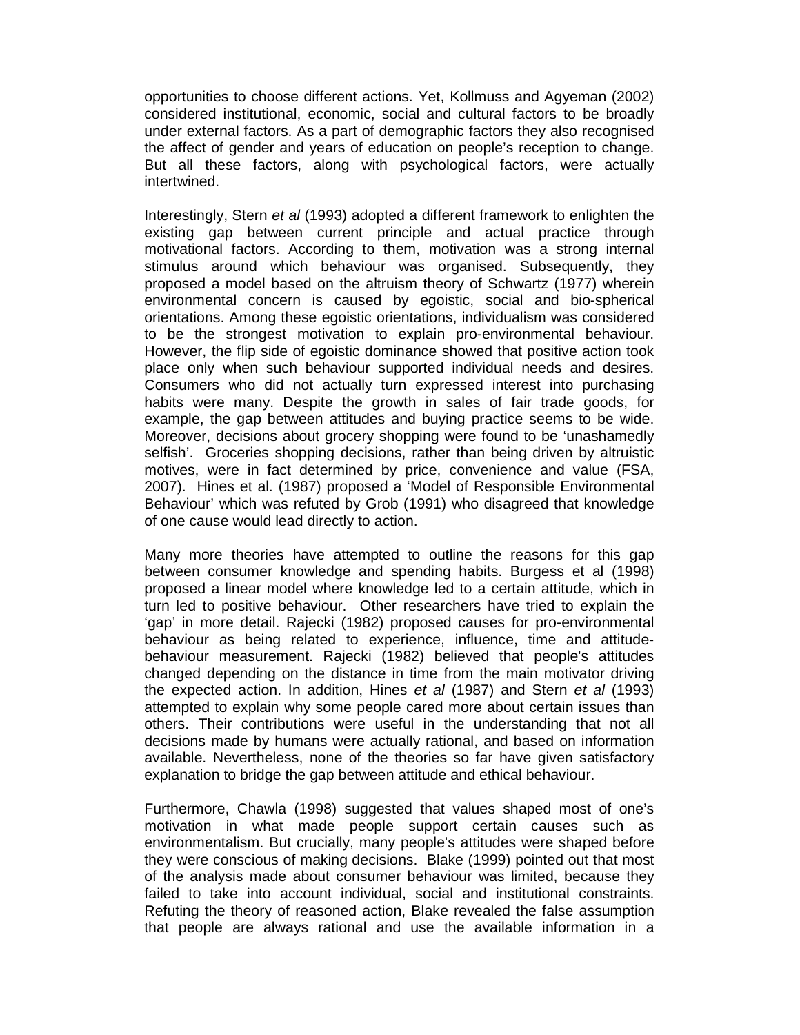opportunities to choose different actions. Yet, Kollmuss and Agyeman (2002) considered institutional, economic, social and cultural factors to be broadly under external factors. As a part of demographic factors they also recognised the affect of gender and years of education on people's reception to change. But all these factors, along with psychological factors, were actually intertwined.

Interestingly, Stern *et al* (1993) adopted a different framework to enlighten the existing gap between current principle and actual practice through motivational factors. According to them, motivation was a strong internal stimulus around which behaviour was organised. Subsequently, they proposed a model based on the altruism theory of Schwartz (1977) wherein environmental concern is caused by egoistic, social and bio-spherical orientations. Among these egoistic orientations, individualism was considered to be the strongest motivation to explain pro-environmental behaviour. However, the flip side of egoistic dominance showed that positive action took place only when such behaviour supported individual needs and desires. Consumers who did not actually turn expressed interest into purchasing habits were many. Despite the growth in sales of fair trade goods, for example, the gap between attitudes and buying practice seems to be wide. Moreover, decisions about grocery shopping were found to be 'unashamedly selfish'. Groceries shopping decisions, rather than being driven by altruistic motives, were in fact determined by price, convenience and value (FSA, 2007). Hines et al. (1987) proposed a 'Model of Responsible Environmental Behaviour' which was refuted by Grob (1991) who disagreed that knowledge of one cause would lead directly to action.

Many more theories have attempted to outline the reasons for this gap between consumer knowledge and spending habits. Burgess et al (1998) proposed a linear model where knowledge led to a certain attitude, which in turn led to positive behaviour. Other researchers have tried to explain the 'gap' in more detail. Rajecki (1982) proposed causes for pro-environmental behaviour as being related to experience, influence, time and attitude-behaviour measurement. Rajecki (1982) believed that people's attitudes changed depending on the distance in time from the main motivator driving the expected action. In addition, Hines *et al* (1987) and Stern *et al* (1993) attempted to explain why some people cared more about certain issues than others. Their contributions were useful in the understanding that not all decisions made by humans were actually rational, and based on information available. Nevertheless, none of the theories so far have given satisfactory explanation to bridge the gap between attitude and ethical behaviour.

Furthermore, Chawla (1998) suggested that values shaped most of one's motivation in what made people support certain causes such as environmentalism. But crucially, many people's attitudes were shaped before they were conscious of making decisions. Blake (1999) pointed out that most of the analysis made about consumer behaviour was limited, because they failed to take into account individual, social and institutional constraints. Refuting the theory of reasoned action, Blake revealed the false assumption that people are always rational and use the available information in a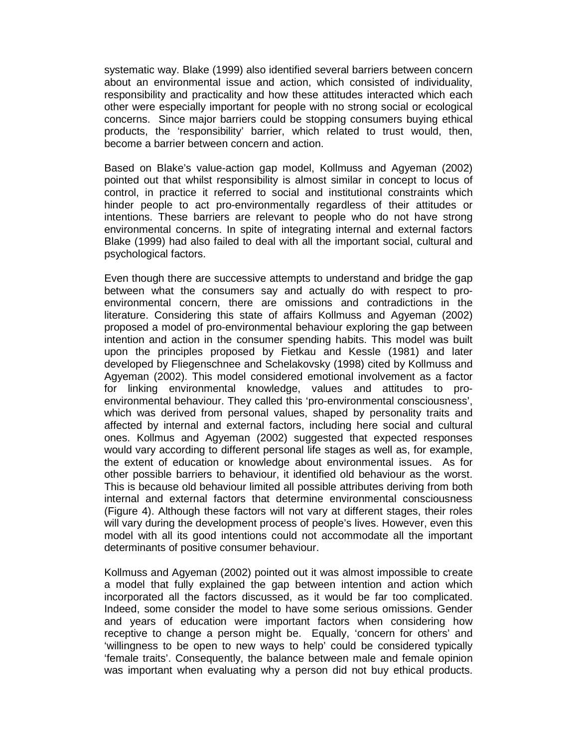systematic way. Blake (1999) also identified several barriers between concern about an environmental issue and action, which consisted of individuality, responsibility and practicality and how these attitudes interacted which each other were especially important for people with no strong social or ecological concerns. Since major barriers could be stopping consumers buying ethical products, the 'responsibility' barrier, which related to trust would, then, become a barrier between concern and action.

Based on Blake's value-action gap model, Kollmuss and Agyeman (2002) pointed out that whilst responsibility is almost similar in concept to locus of control, in practice it referred to social and institutional constraints which hinder people to act pro-environmentally regardless of their attitudes or intentions. These barriers are relevant to people who do not have strong environmental concerns. In spite of integrating internal and external factors Blake (1999) had also failed to deal with all the important social, cultural and psychological factors.

Even though there are successive attempts to understand and bridge the gap between what the consumers say and actually do with respect to pro-environmental concern, there are omissions and contradictions in the literature. Considering this state of affairs Kollmuss and Agyeman (2002) proposed a model of pro-environmental behaviour exploring the gap between intention and action in the consumer spending habits. This model was built upon the principles proposed by Fietkau and Kessle (1981) and later developed by Fliegenschnee and Schelakovsky (1998) cited by Kollmuss and Agyeman (2002). This model considered emotional involvement as a factor for linking environmental knowledge, values and attitudes to pro-environmental behaviour. They called this 'pro-environmental consciousness', which was derived from personal values, shaped by personality traits and affected by internal and external factors, including here social and cultural ones. Kollmus and Agyeman (2002) suggested that expected responses would vary according to different personal life stages as well as, for example, the extent of education or knowledge about environmental issues. As for other possible barriers to behaviour, it identified old behaviour as the worst. This is because old behaviour limited all possible attributes deriving from both internal and external factors that determine environmental consciousness (Figure 4). Although these factors will not vary at different stages, their roles will vary during the development process of people's lives. However, even this model with all its good intentions could not accommodate all the important determinants of positive consumer behaviour.

Kollmuss and Agyeman (2002) pointed out it was almost impossible to create a model that fully explained the gap between intention and action which incorporated all the factors discussed, as it would be far too complicated. Indeed, some consider the model to have some serious omissions. Gender and years of education were important factors when considering how receptive to change a person might be. Equally, 'concern for others' and 'willingness to be open to new ways to help' could be considered typically 'female traits'. Consequently, the balance between male and female opinion was important when evaluating why a person did not buy ethical products.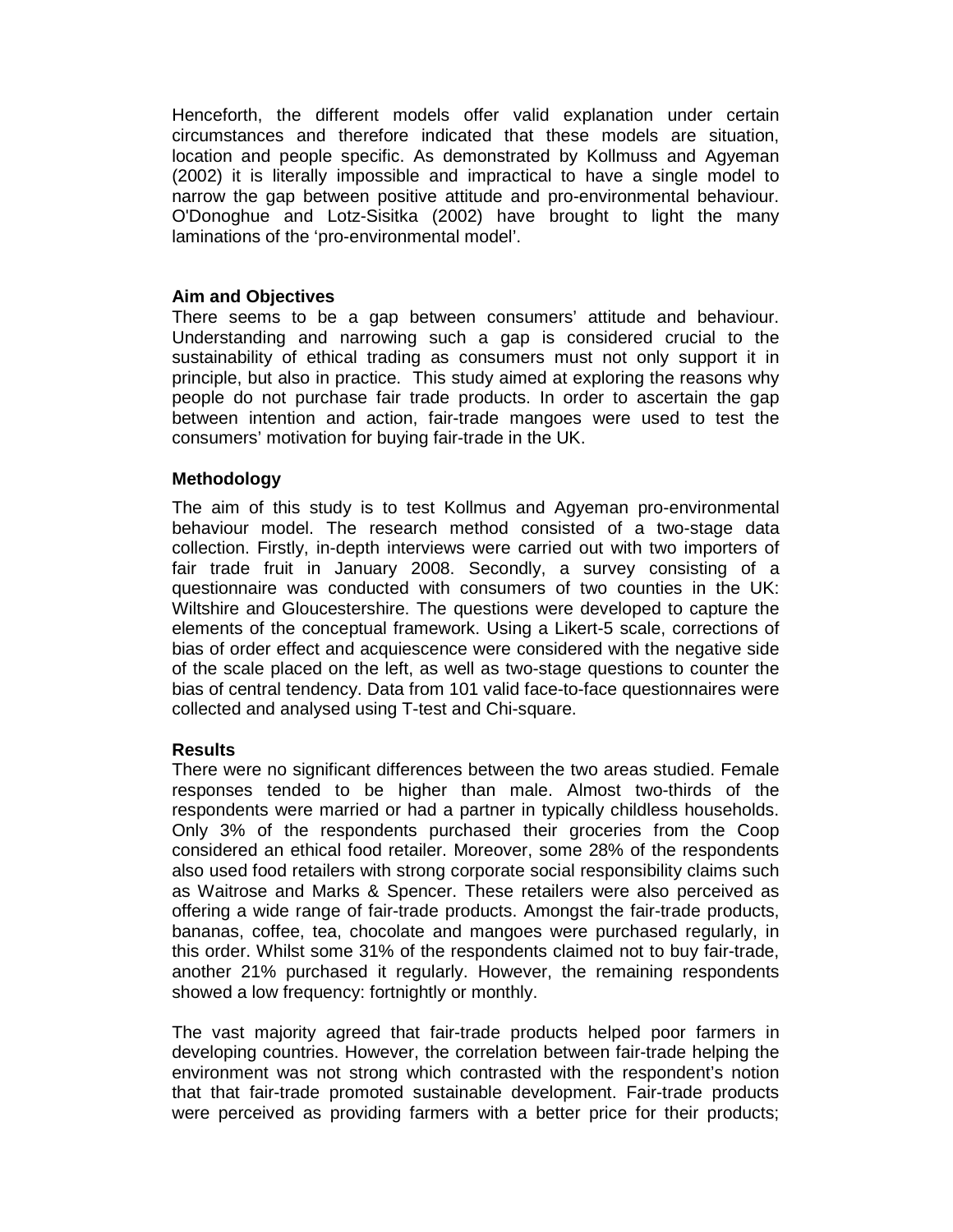Henceforth, the different models offer valid explanation under certain circumstances and therefore indicated that these models are situation, location and people specific. As demonstrated by Kollmuss and Agyeman (2002) it is literally impossible and impractical to have a single model to narrow the gap between positive attitude and pro-environmental behaviour. O'Donoghue and Lotz-Sisitka (2002) have brought to light the many laminations of the 'pro-environmental model'.

**Aim and Objectives**

There seems to be a gap between consumers' attitude and behaviour. Understanding and narrowing such a gap is considered crucial to the sustainability of ethical trading as consumers must not only support it in principle, but also in practice. This study aimed at exploring the reasons why people do not purchase fair trade products. In order to ascertain the gap between intention and action, fair-trade mangoes were used to test the consumers' motivation for buying fair-trade in the UK.

**Methodology**

The aim of this study is to test Kollmus and Agyeman pro-environmental behaviour model. The research method consisted of a two-stage data collection. Firstly, in-depth interviews were carried out with two importers of fair trade fruit in January 2008. Secondly, a survey consisting of a questionnaire was conducted with consumers of two counties in the UK: Wiltshire and Gloucestershire. The questions were developed to capture the elements of the conceptual framework. Using a Likert-5 scale, corrections of bias of order effect and acquiescence were considered with the negative side of the scale placed on the left, as well as two-stage questions to counter the bias of central tendency. Data from 101 valid face-to-face questionnaires were collected and analysed using T-test and Chi-square.

**Results**

There were no significant differences between the two areas studied. Female responses tended to be higher than male. Almost two-thirds of the respondents were married or had a partner in typically childless households. Only 3% of the respondents purchased their groceries from the Coop considered an ethical food retailer. Moreover, some 28% of the respondents also used food retailers with strong corporate social responsibility claims such as Waitrose and Marks & Spencer. These retailers were also perceived as offering a wide range of fair-trade products. Amongst the fair-trade products, bananas, coffee, tea, chocolate and mangoes were purchased regularly, in this order. Whilst some 31% of the respondents claimed not to buy fair-trade, another 21% purchased it regularly. However, the remaining respondents showed a low frequency: fortnightly or monthly.

The vast majority agreed that fair-trade products helped poor farmers in developing countries. However, the correlation between fair-trade helping the environment was not strong which contrasted with the respondent's notion that that fair-trade promoted sustainable development. Fair-trade products were perceived as providing farmers with a better price for their products;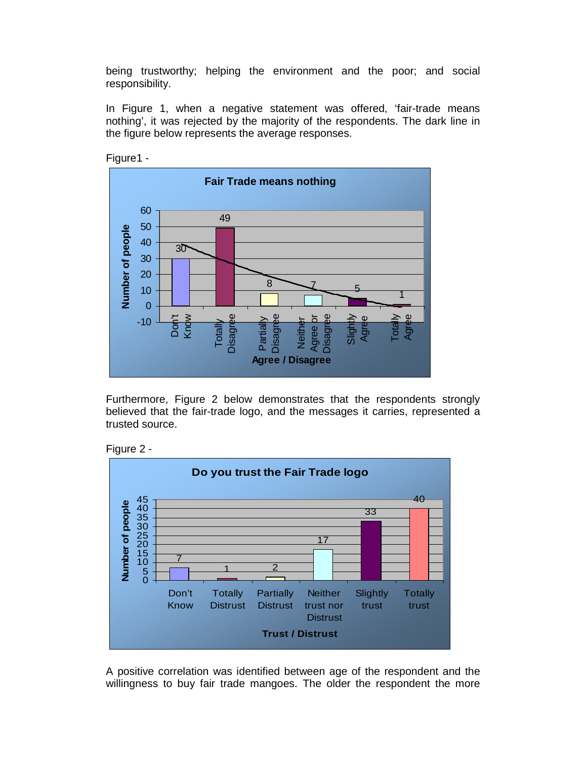being trustworthy; helping the environment and the poor; and social responsibility.

In Figure 1, when a negative statement was offered, 'fair-trade means nothing', it was rejected by the majority of the respondents. The dark line in the figure below represents the average responses.

Figure1 -

**Fair Trade means nothing**

| Agree / Disagree | Number of people |
|---|---|
| Don't Know | 30 |
| Totally Disagree | 49 |
| Partially Disagree | 8 |
| Neither Agree or Disagree | 7 |
| Slightly Agree | 5 |
| Totally Agree | 1 |

Furthermore, Figure 2 below demonstrates that the respondents strongly believed that the fair-trade logo, and the messages it carries, represented a trusted source.

Figure 2 -

**Do you trust the Fair Trade logo**

| Trust / Distrust | Number of people |
|---|---|
| Don't Know | 7 |
| Totally Distrust | 1 |
| Partially Distrust | 2 |
| Neither trust nor Distrust | 17 |
| Slightly trust | 33 |
| Totally trust | 40 |

A positive correlation was identified between age of the respondent and the willingness to buy fair trade mangoes. The older the respondent the more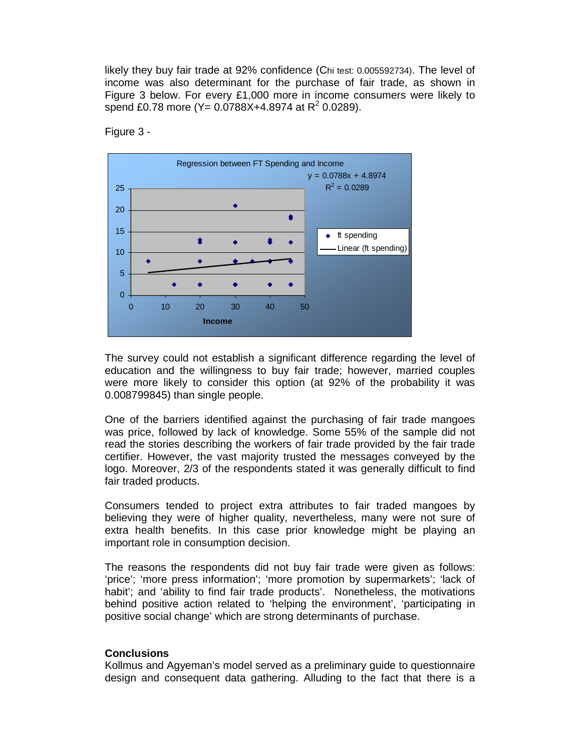likely they buy fair trade at 92% confidence (Chi test: 0.005592734). The level of income was also determinant for the purchase of fair trade, as shown in Figure 3 below. For every £1,000 more in income consumers were likely to spend £0.78 more ($Y = 0.0788X + 4.8974$ at $R^2$ 0.0289).

Figure 3 -

The survey could not establish a significant difference regarding the level of education and the willingness to buy fair trade; however, married couples were more likely to consider this option (at 92% of the probability it was 0.008799845) than single people.

One of the barriers identified against the purchasing of fair trade mangoes was price, followed by lack of knowledge. Some 55% of the sample did not read the stories describing the workers of fair trade provided by the fair trade certifier. However, the vast majority trusted the messages conveyed by the logo. Moreover, 2/3 of the respondents stated it was generally difficult to find fair traded products.

Consumers tended to project extra attributes to fair traded mangoes by believing they were of higher quality, nevertheless, many were not sure of extra health benefits. In this case prior knowledge might be playing an important role in consumption decision.

The reasons the respondents did not buy fair trade were given as follows: 'price'; 'more press information'; 'more promotion by supermarkets'; 'lack of habit'; and 'ability to find fair trade products'. Nonetheless, the motivations behind positive action related to 'helping the environment', 'participating in positive social change' which are strong determinants of purchase.

**Conclusions**

Kollmus and Agyeman's model served as a preliminary guide to questionnaire design and consequent data gathering. Alluding to the fact that there is a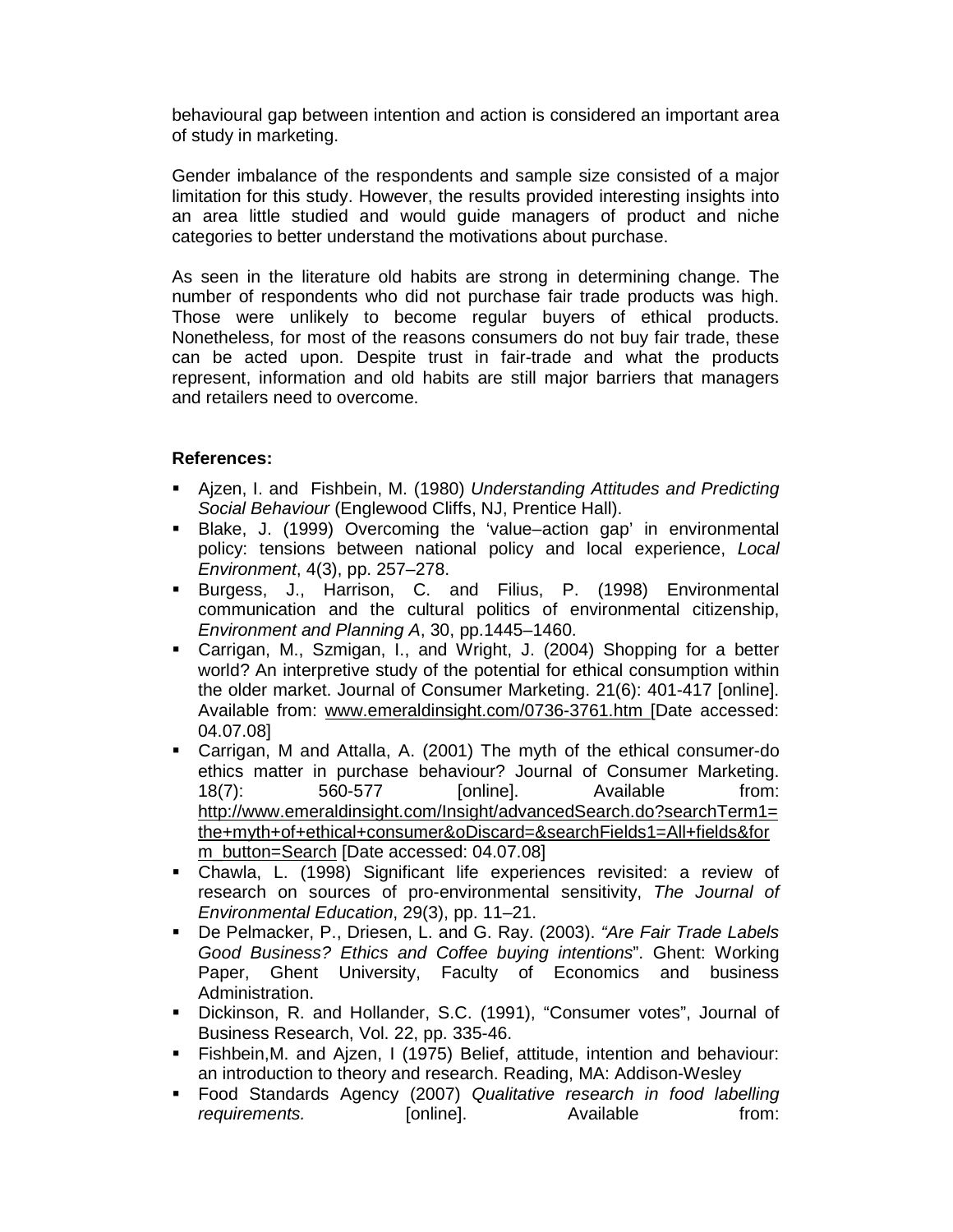behavioural gap between intention and action is considered an important area of study in marketing.

Gender imbalance of the respondents and sample size consisted of a major limitation for this study. However, the results provided interesting insights into an area little studied and would guide managers of product and niche categories to better understand the motivations about purchase.

As seen in the literature old habits are strong in determining change. The number of respondents who did not purchase fair trade products was high. Those were unlikely to become regular buyers of ethical products. Nonetheless, for most of the reasons consumers do not buy fair trade, these can be acted upon. Despite trust in fair-trade and what the products represent, information and old habits are still major barriers that managers and retailers need to overcome.

**References:**

- Ajzen, I. and Fishbein, M. (1980) *Understanding Attitudes and Predicting Social Behaviour* (Englewood Cliffs, NJ, Prentice Hall).
- Blake, J. (1999) Overcoming the 'value–action gap' in environmental policy: tensions between national policy and local experience, *Local Environment*, 4(3), pp. 257–278.
- Burgess, J., Harrison, C. and Filius, P. (1998) Environmental communication and the cultural politics of environmental citizenship, *Environment and Planning A*, 30, pp.1445–1460.
- Carrigan, M., Szmigan, I., and Wright, J. (2004) Shopping for a better world? An interpretive study of the potential for ethical consumption within the older market. Journal of Consumer Marketing. 21(6): 401-417 [online]. Available from: www.emeraldinsight.com/0736-3761.htm [Date accessed: 04.07.08]
- Carrigan, M and Attalla, A. (2001) The myth of the ethical consumer-do ethics matter in purchase behaviour? Journal of Consumer Marketing. 18(7): 560-577 [online]. Available from: http://www.emeraldinsight.com/Insight/advancedSearch.do?searchTerm1=the+myth+of+ethical+consumer&oDiscard=&searchFields1=All+fields&form_button=Search [Date accessed: 04.07.08]
- Chawla, L. (1998) Significant life experiences revisited: a review of research on sources of pro-environmental sensitivity, *The Journal of Environmental Education*, 29(3), pp. 11–21.
- De Pelmacker, P., Driesen, L. and G. Ray. (2003). *"Are Fair Trade Labels Good Business? Ethics and Coffee buying intentions*". Ghent: Working Paper, Ghent University, Faculty of Economics and business Administration.
- Dickinson, R. and Hollander, S.C. (1991), "Consumer votes", Journal of Business Research, Vol. 22, pp. 335-46.
- Fishbein,M. and Ajzen, I (1975) Belief, attitude, intention and behaviour: an introduction to theory and research. Reading, MA: Addison-Wesley
- Food Standards Agency (2007) *Qualitative research in food labelling requirements.* [online]. Available from: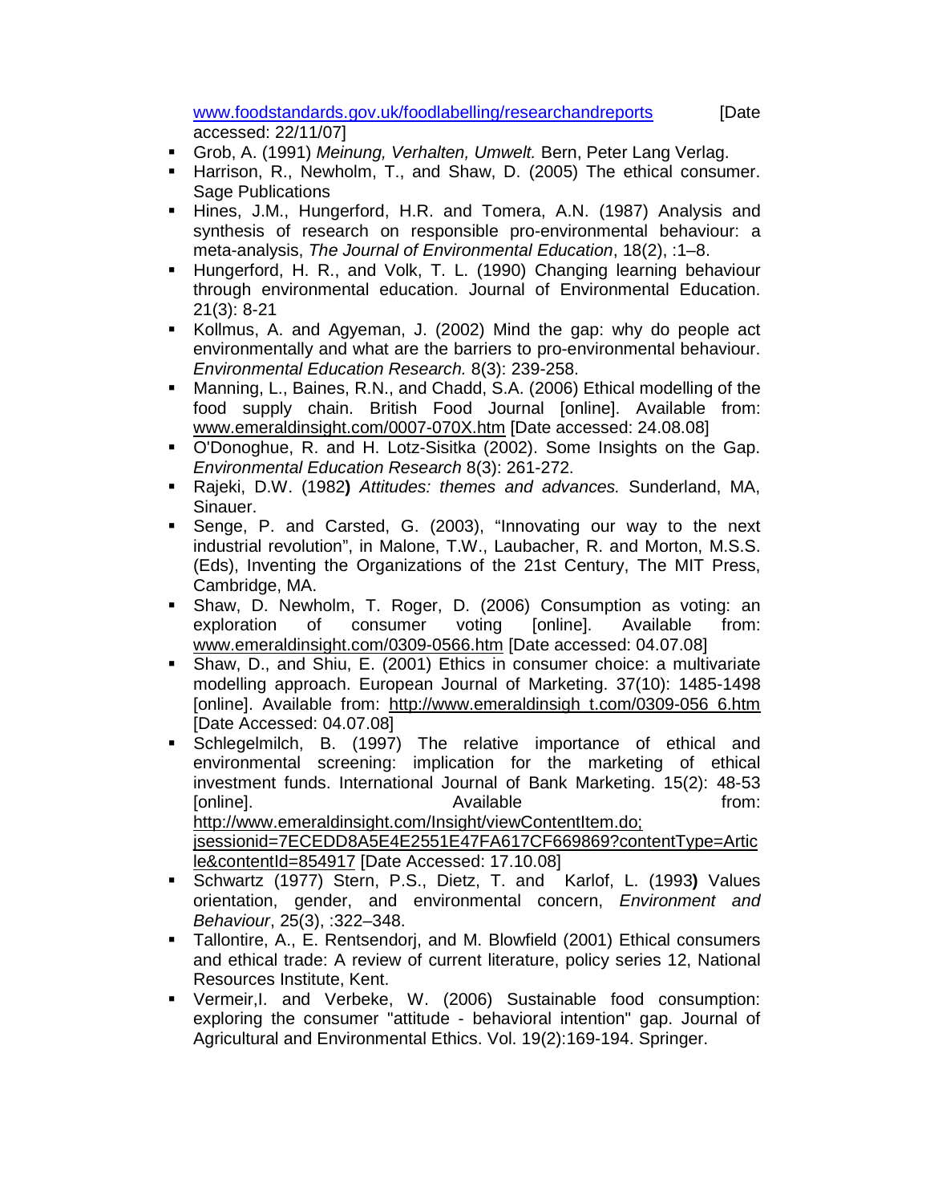www.foodstandards.gov.uk/foodlabelling/researchandreports [Date accessed: 22/11/07]

- Grob, A. (1991) *Meinung, Verhalten, Umwelt.* Bern, Peter Lang Verlag.
- Harrison, R., Newholm, T., and Shaw, D. (2005) The ethical consumer. Sage Publications
- Hines, J.M., Hungerford, H.R. and Tomera, A.N. (1987) Analysis and synthesis of research on responsible pro-environmental behaviour: a meta-analysis, *The Journal of Environmental Education*, 18(2), :1–8.
- Hungerford, H. R., and Volk, T. L. (1990) Changing learning behaviour through environmental education. Journal of Environmental Education. 21(3): 8-21
- Kollmus, A. and Agyeman, J. (2002) Mind the gap: why do people act environmentally and what are the barriers to pro-environmental behaviour. *Environmental Education Research.* 8(3): 239-258.
- Manning, L., Baines, R.N., and Chadd, S.A. (2006) Ethical modelling of the food supply chain. British Food Journal [online]. Available from: www.emeraldinsight.com/0007-070X.htm [Date accessed: 24.08.08]
- O'Donoghue, R. and H. Lotz-Sisitka (2002). Some Insights on the Gap. *Environmental Education Research* 8(3): 261-272.
- Rajeki, D.W. (1982**)** *Attitudes: themes and advances.* Sunderland, MA, Sinauer.
- Senge, P. and Carsted, G. (2003), "Innovating our way to the next industrial revolution", in Malone, T.W., Laubacher, R. and Morton, M.S.S. (Eds), Inventing the Organizations of the 21st Century, The MIT Press, Cambridge, MA.
- Shaw, D. Newholm, T. Roger, D. (2006) Consumption as voting: an exploration of consumer voting [online]. Available from: www.emeraldinsight.com/0309-0566.htm [Date accessed: 04.07.08]
- Shaw, D., and Shiu, E. (2001) Ethics in consumer choice: a multivariate modelling approach. European Journal of Marketing. 37(10): 1485-1498 [online]. Available from: http://www.emeraldinsigh t.com/0309-056 6.htm [Date Accessed: 04.07.08]
- Schlegelmilch, B. (1997) The relative importance of ethical and environmental screening: implication for the marketing of ethical investment funds. International Journal of Bank Marketing. 15(2): 48-53 [online]. Available from: http://www.emeraldinsight.com/Insight/viewContentItem.do;jsessionid=7ECEDD8A5E4E2551E47FA617CF669869?contentType=Article&contentId=854917 [Date Accessed: 17.10.08]
- Schwartz (1977) Stern, P.S., Dietz, T. and Karlof, L. (1993**)** Values orientation, gender, and environmental concern, *Environment and Behaviour*, 25(3), :322–348.
- Tallontire, A., E. Rentsendorj, and M. Blowfield (2001) Ethical consumers and ethical trade: A review of current literature, policy series 12, National Resources Institute, Kent.
- Vermeir,I. and Verbeke, W. (2006) Sustainable food consumption: exploring the consumer "attitude - behavioral intention" gap. Journal of Agricultural and Environmental Ethics. Vol. 19(2):169-194. Springer.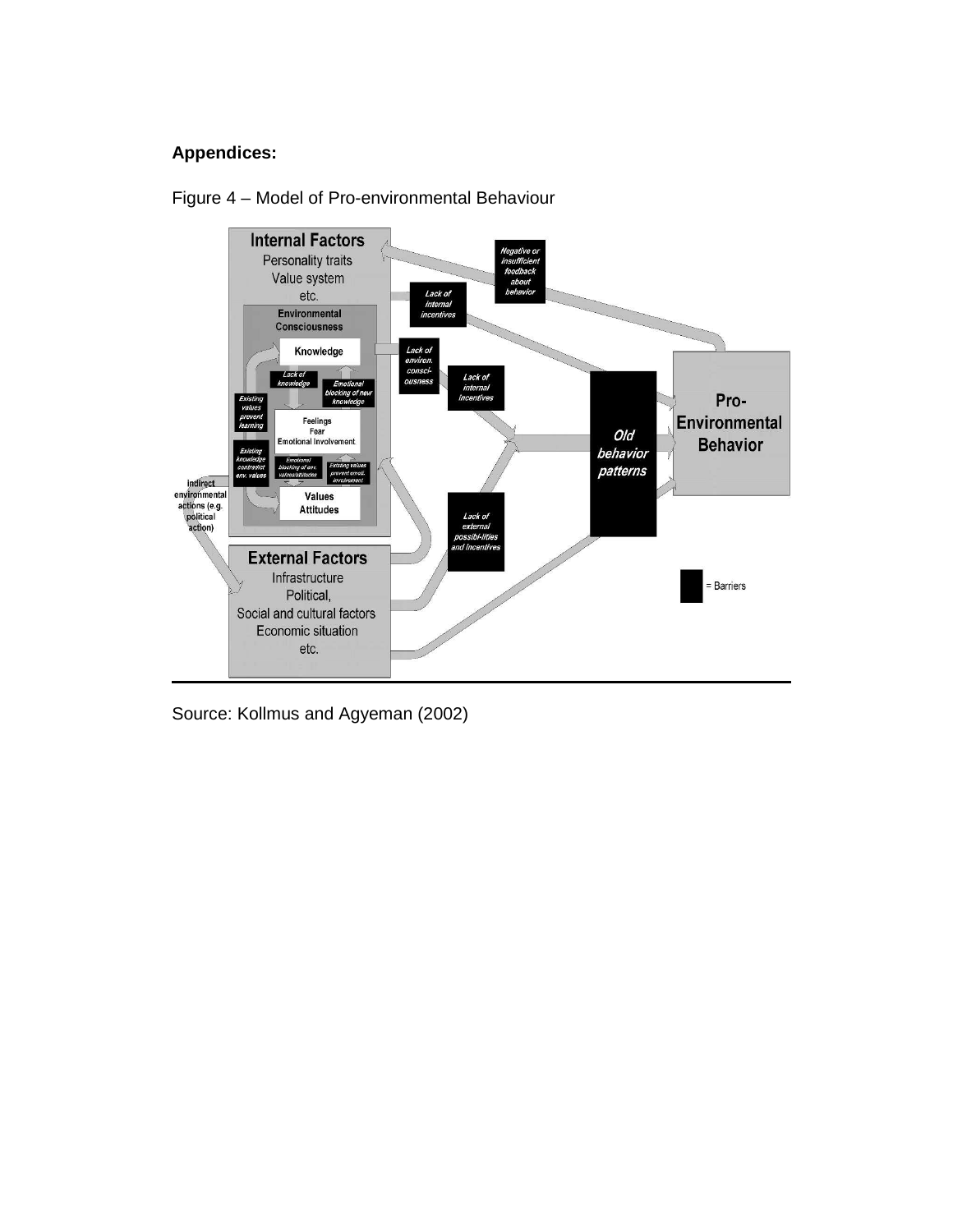## Appendices:

Figure 4 – Model of Pro-environmental Behaviour

Internal Factors
Personality traits
Value system
etc.

Environmental Consciousness

Knowledge

Lack of knowledge

Emotional blocking of new knowledge

Existing values prevent learning

Feelings
Fear
Emotional Involvement

Existing knowledge contradict env. values

Emotional blocking of env. values/attitudes

Existing values prevent emoti. environment

Values
Attitudes

indirect environmental actions (e.g. political action)

Negative or insufficient feedback about behavior

Lack of internal incentives

Lack of environ. consci-ousness

Lack of internal incentives

Lack of external possibi-lities and incentives

Old behavior patterns

Pro-Environmental Behavior

External Factors
Infrastructure
Political,
Social and cultural factors
Economic situation
etc.

= Barriers

Source: Kollmus and Agyeman (2002)